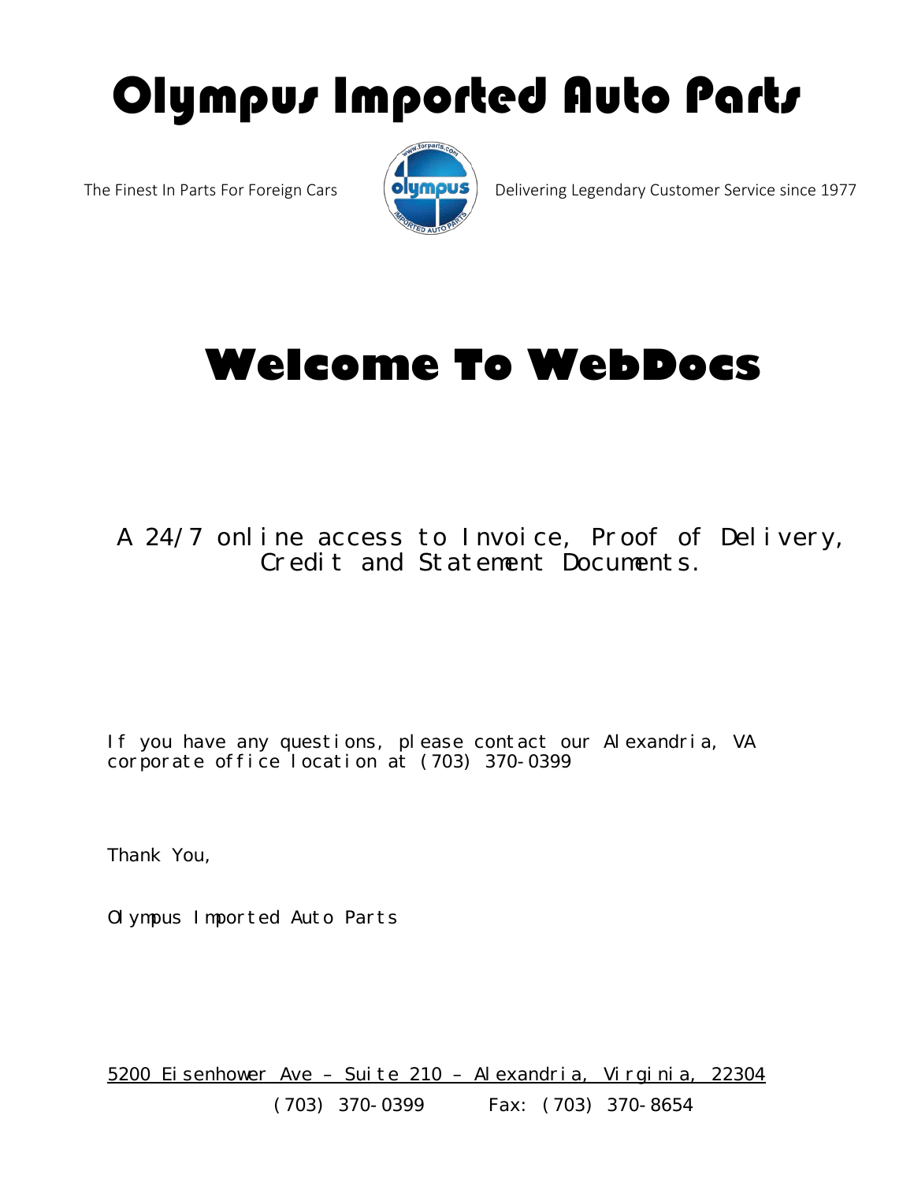# Olympus Imported Auto Parts

The Finest In Parts For Foreign Cars

Delivering Legendary Customer Service since 1977

## Welcome To WebDocs

A 24/7 online access to Invoice, Proof of Delivery, Credit and Statement Documents.

If you have any questions, please contact our Alexandria, VA corporate office location at (703) 370-0399

Thank You,

Olympus Imported Auto Parts

5200 Eisenhower Ave – Suite 210 – Alexandria, Virginia, 22304

(703) 370-0399 Fax: (703) 370-8654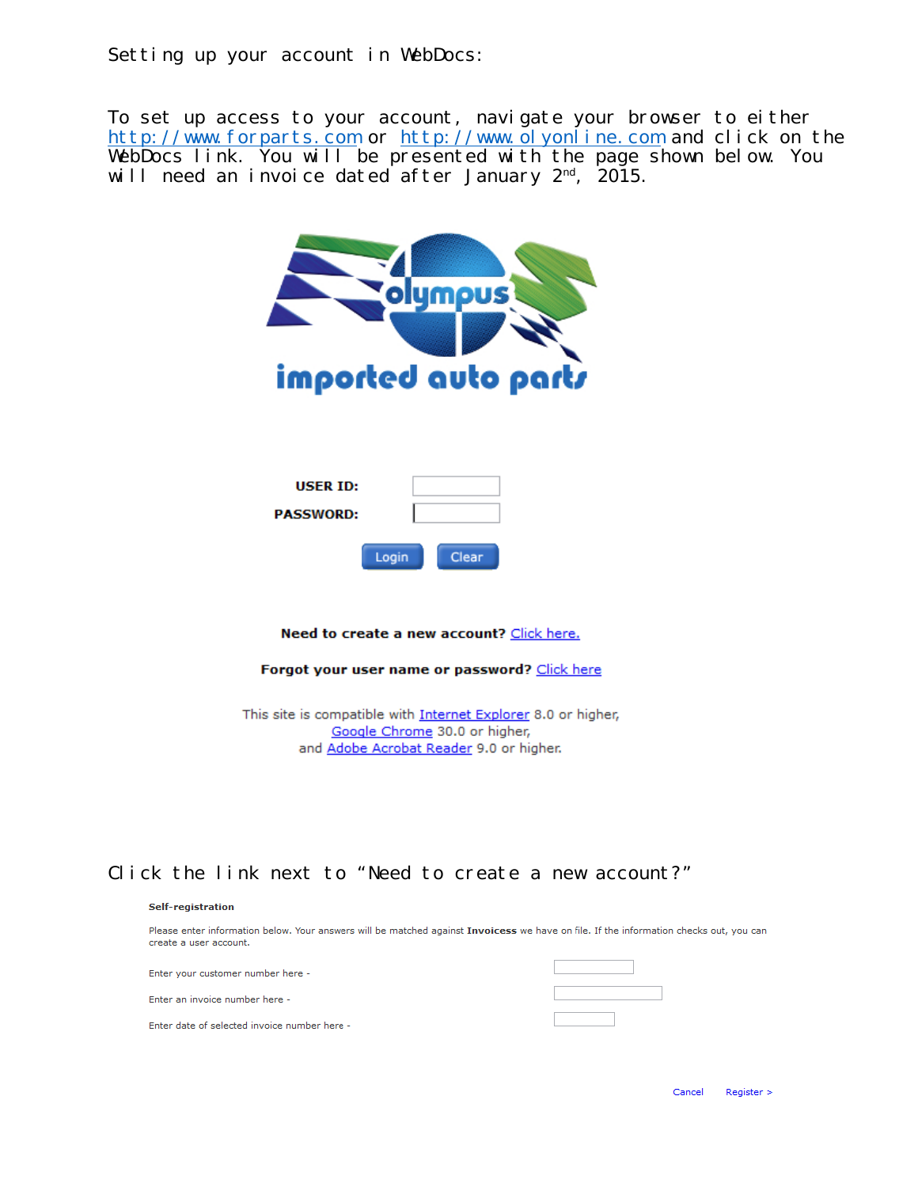Setting up your account in WebDocs:

To set up access to your account, navigate your browser to either http://www.forparts.com or http://www.olyonline.com and click on the WebDocs link. You will be presented with the page shown below. You will need an invoice dated after January 2nd, 2015.

olympus

imported auto parts

**USER ID:**

**PASSWORD:**

Login Clear

**Need to create a new account?** Click here.

**Forgot your user name or password?** Click here

This site is compatible with Internet Explorer 8.0 or higher,
Google Chrome 30.0 or higher,
and Adobe Acrobat Reader 9.0 or higher.

Click the link next to "Need to create a new account?"

**Self-registration**

Please enter information below. Your answers will be matched against **Invoicess** we have on file. If the information checks out, you can create a user account.

Enter your customer number here -

Enter an invoice number here -

Enter date of selected invoice number here -

Cancel Register >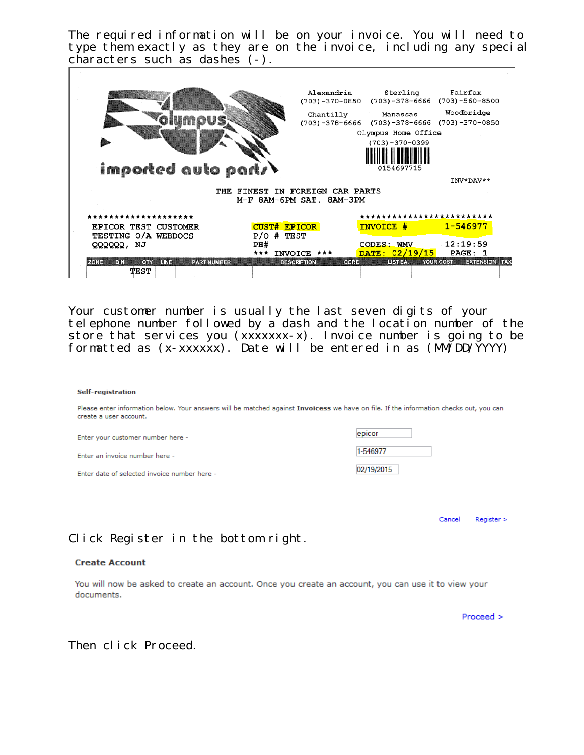The required information will be on your invoice. You will need to type them exactly as they are on the invoice, including any special characters such as dashes (-).

Alexandria (703)-370-0850 Sterling (703)-378-6666 Fairfax (703)-560-8500
Chantilly (703)-378-6666 Manassas (703)-378-6666 Woodbridge (703)-370-0850
Olympus Home Office (703)-370-0399

0154697715

olympus imported auto parts

INV*DAV**

THE FINEST IN FOREIGN CAR PARTS
M-F 8AM-6PM SAT. 8AM-3PM

********************
EPICOR TEST CUSTOMER
TESTING O/A WEBDOCS
QQQQQQ, NJ

CUST# EPICOR
P/O # TEST
PH#
*** INVOICE ***

*************************
INVOICE # 1-546977
CODES: WMV 12:19:59
DATE: 02/19/15 PAGE: 1

| ZONE | BIN | QTY | LINE | PART NUMBER | DESCRIPTION | CORE | LIST EA. | YOUR COST | EXTENSION | TAX |
|---|---|---|---|---|---|---|---|---|---|---|
| | TEST | | | | | | | | | |

Your customer number is usually the last seven digits of your telephone number followed by a dash and the location number of the store that services you (xxxxxxx-x). Invoice number is going to be formatted as (x-xxxxxx). Date will be entered in as (MM/DD/YYYY)

**Self-registration**

Please enter information below. Your answers will be matched against **Invoicess** we have on file. If the information checks out, you can create a user account.

Enter your customer number here - epicor

Enter an invoice number here - 1-546977

Enter date of selected invoice number here - 02/19/2015

Cancel Register >

Click Register in the bottom right.

**Create Account**

You will now be asked to create an account. Once you create an account, you can use it to view your documents.

Proceed >

Then click Proceed.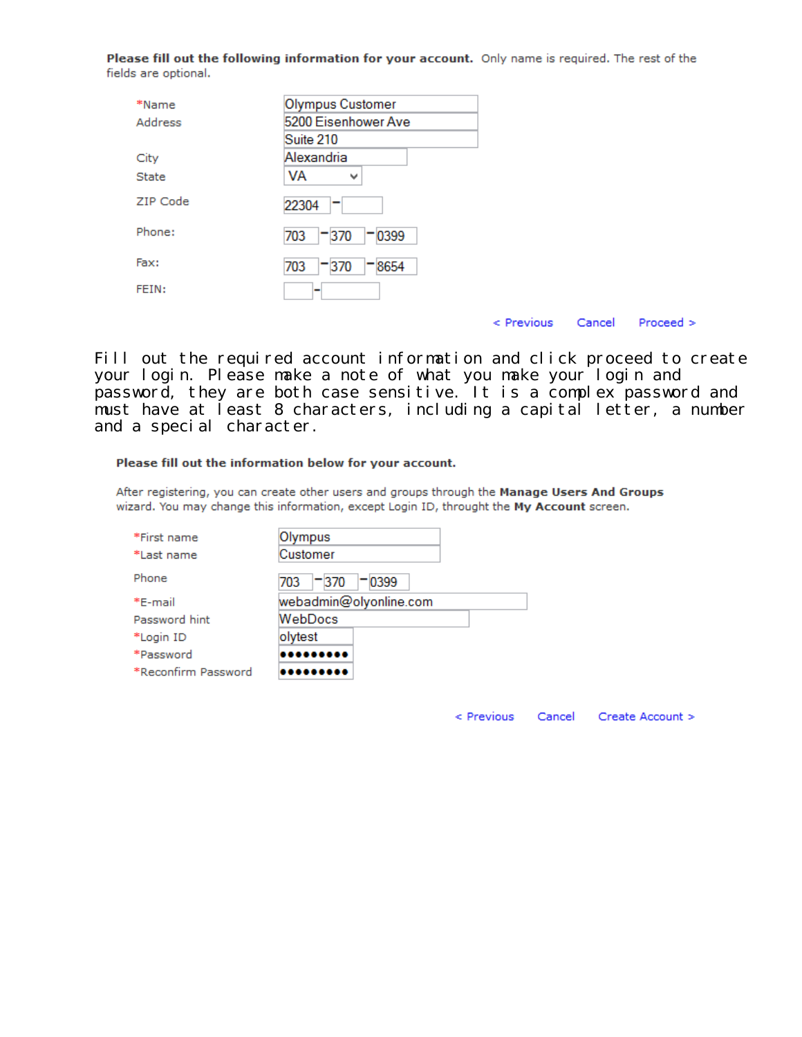**Please fill out the following information for your account.** Only name is required. The rest of the fields are optional.

| | |
|---|---|
| *Name | Olympus Customer |
| Address | 5200 Eisenhower Ave |
| | Suite 210 |
| City | Alexandria |
| State | VA |
| ZIP Code | 22304 - |
| Phone: | 703 - 370 - 0399 |
| Fax: | 703 - 370 - 8654 |
| FEIN: | - |

< Previous    Cancel    Proceed >

Fill out the required account information and click proceed to create your login. Please make a note of what you make your login and password, they are both case sensitive. It is a complex password and must have at least 8 characters, including a capital letter, a number and a special character.

**Please fill out the information below for your account.**

After registering, you can create other users and groups through the **Manage Users And Groups** wizard. You may change this information, except Login ID, throught the **My Account** screen.

| | |
|---|---|
| *First name | Olympus |
| *Last name | Customer |
| Phone | 703 - 370 - 0399 |
| *E-mail | webadmin@olyonline.com |
| Password hint | WebDocs |
| *Login ID | olytest |
| *Password | ••••••••• |
| *Reconfirm Password | ••••••••• |

< Previous    Cancel    Create Account >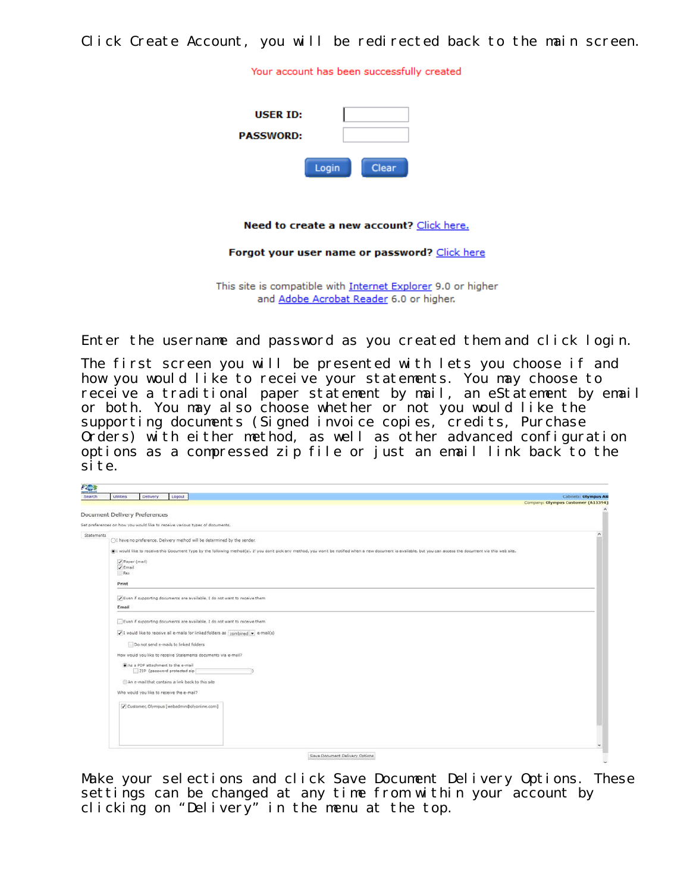Click Create Account, you will be redirected back to the main screen.

Your account has been successfully created

USER ID:

PASSWORD:

Login Clear

**Need to create a new account?** Click here.

**Forgot your user name or password?** Click here

This site is compatible with Internet Explorer 9.0 or higher
and Adobe Acrobat Reader 6.0 or higher.

Enter the username and password as you created them and click login.

The first screen you will be presented with lets you choose if and how you would like to receive your statements. You may choose to receive a traditional paper statement by mail, an eStatement by email or both. You may also choose whether or not you would like the supporting documents (Signed invoice copies, credits, Purchase Orders) with either method, as well as other advanced configuration options as a compressed zip file or just an email link back to the site.

Search | Utilities | Delivery | Logout

Cabinets: Olympus AR
Company: Olympus Customer (A13394)

Document Delivery Preferences

Set preferences on how you would like to receive various types of documents.

Statements

I have no preference. Delivery method will be determined by the sender.

I would like to receive this Document Type by the following method(s). If you don't pick any method, you won't be notified when a new document is available, but you can access the document via this web site.

- Paper (mail)
- Email
- Fax

Print

- Even if supporting documents are available, I do not want to receive them

Email

- Even if supporting documents are available, I do not want to receive them
- I would like to receive all e-mails for linked folders as combined e-mail(s)
- Do not send e-mails to linked folders

How would you like to receive Statements documents via e-mail?

- As a PDF attachment to the e-mail
  - ZIP (password protected zip )
- An e-mail that contains a link back to this site

Who would you like to receive the e-mail?

- Customer, Olympus [webadmin@olyonline.com]

Save Document Delivery Options

Make your selections and click Save Document Delivery Options. These settings can be changed at any time from within your account by clicking on “Delivery” in the menu at the top.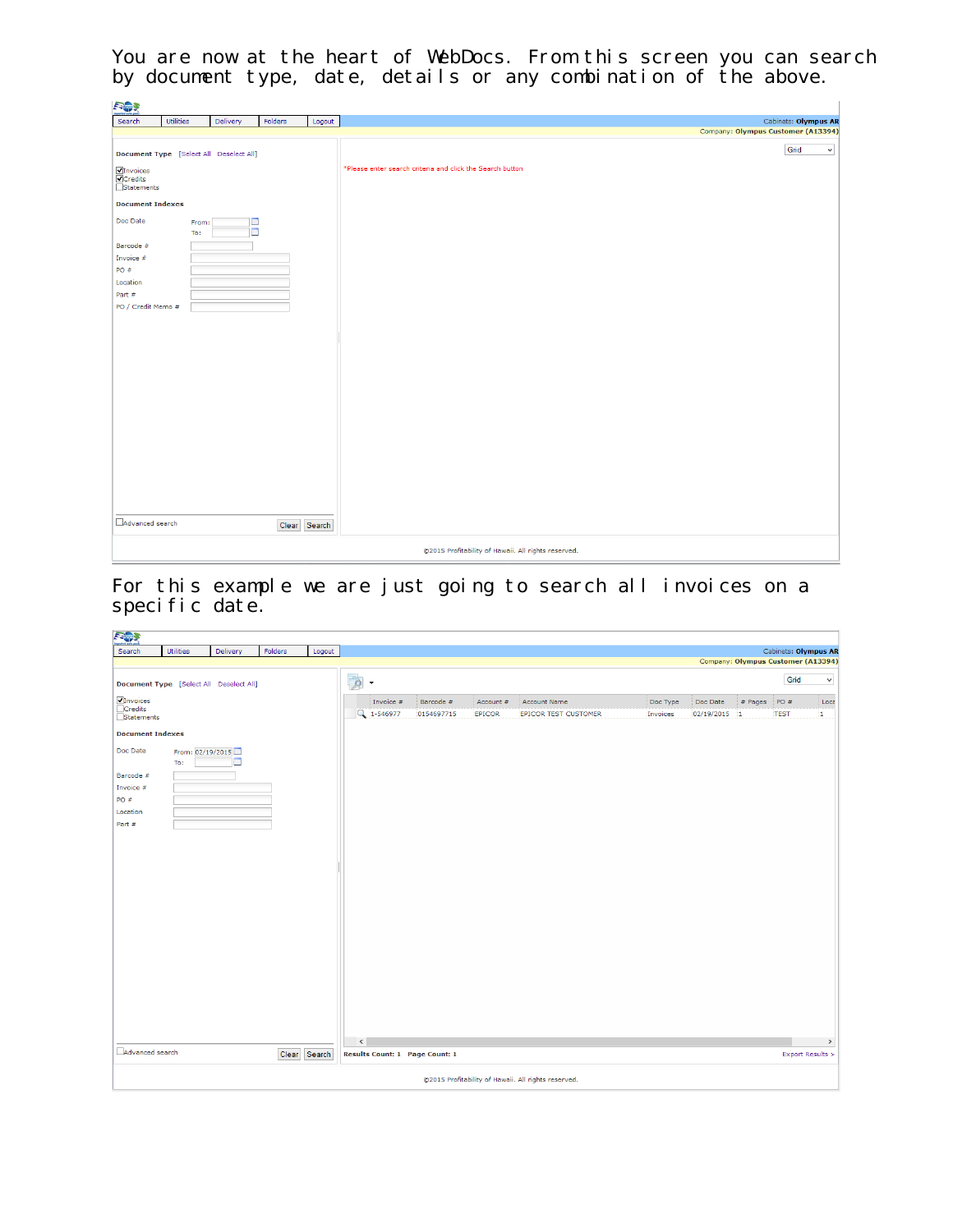You are now at the heart of WebDocs. From this screen you can search by document type, date, details or any combination of the above.

For this example we are just going to search all invoices on a specific date.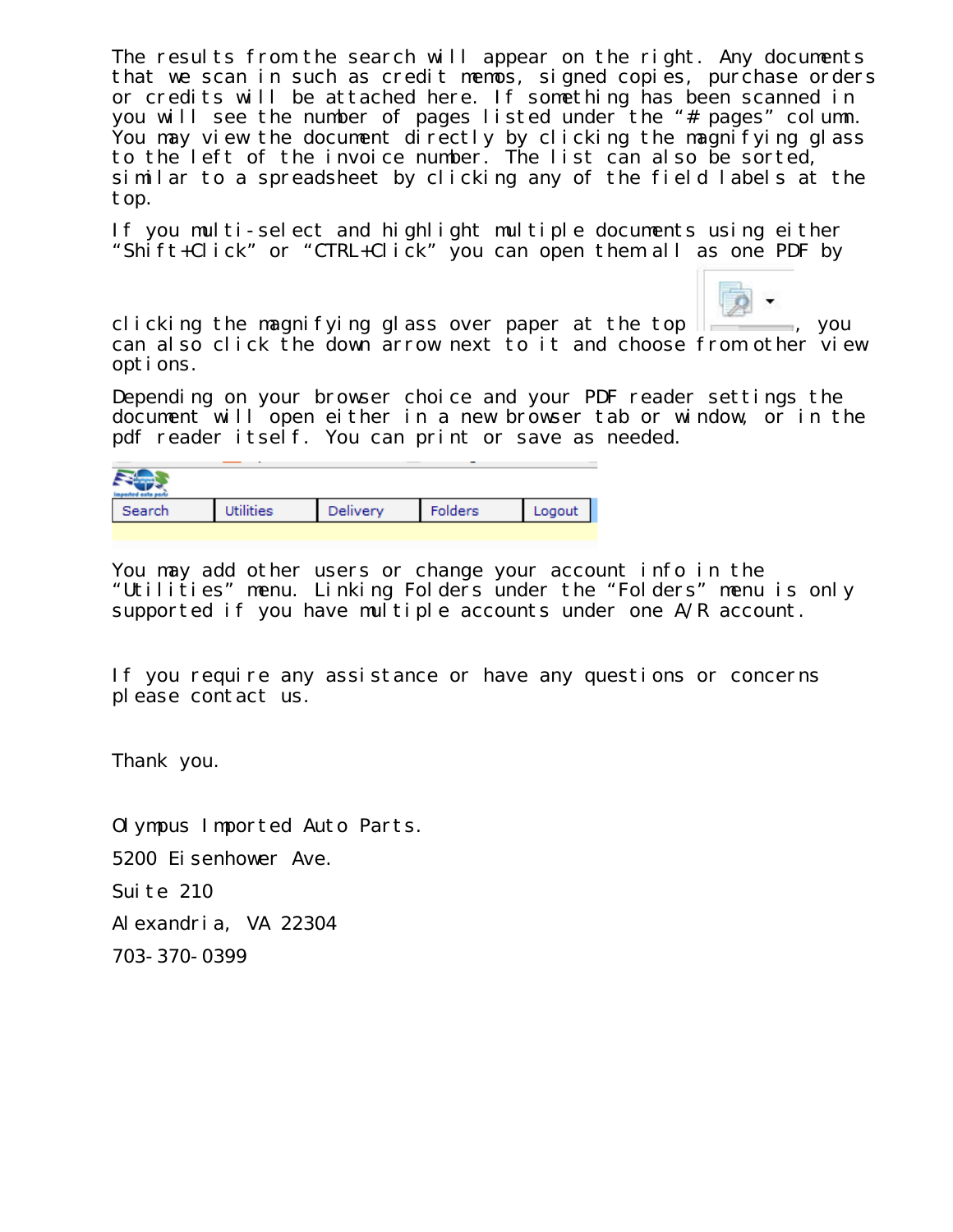The results from the search will appear on the right. Any documents that we scan in such as credit memos, signed copies, purchase orders or credits will be attached here. If something has been scanned in you will see the number of pages listed under the "# pages" column. You may view the document directly by clicking the magnifying glass to the left of the invoice number. The list can also be sorted, similar to a spreadsheet by clicking any of the field labels at the top.

If you multi-select and highlight multiple documents using either "Shift+Click" or "CTRL+Click" you can open them all as one PDF by clicking the magnifying glass over paper at the top , you can also click the down arrow next to it and choose from other view options.

Depending on your browser choice and your PDF reader settings the document will open either in a new browser tab or window, or in the pdf reader itself. You can print or save as needed.

Search | Utilities | Delivery | Folders | Logout

You may add other users or change your account info in the "Utilities" menu. Linking Folders under the "Folders" menu is only supported if you have multiple accounts under one A/R account.

If you require any assistance or have any questions or concerns please contact us.

Thank you.

Olympus Imported Auto Parts.

5200 Eisenhower Ave.

Suite 210

Alexandria, VA 22304

703-370-0399